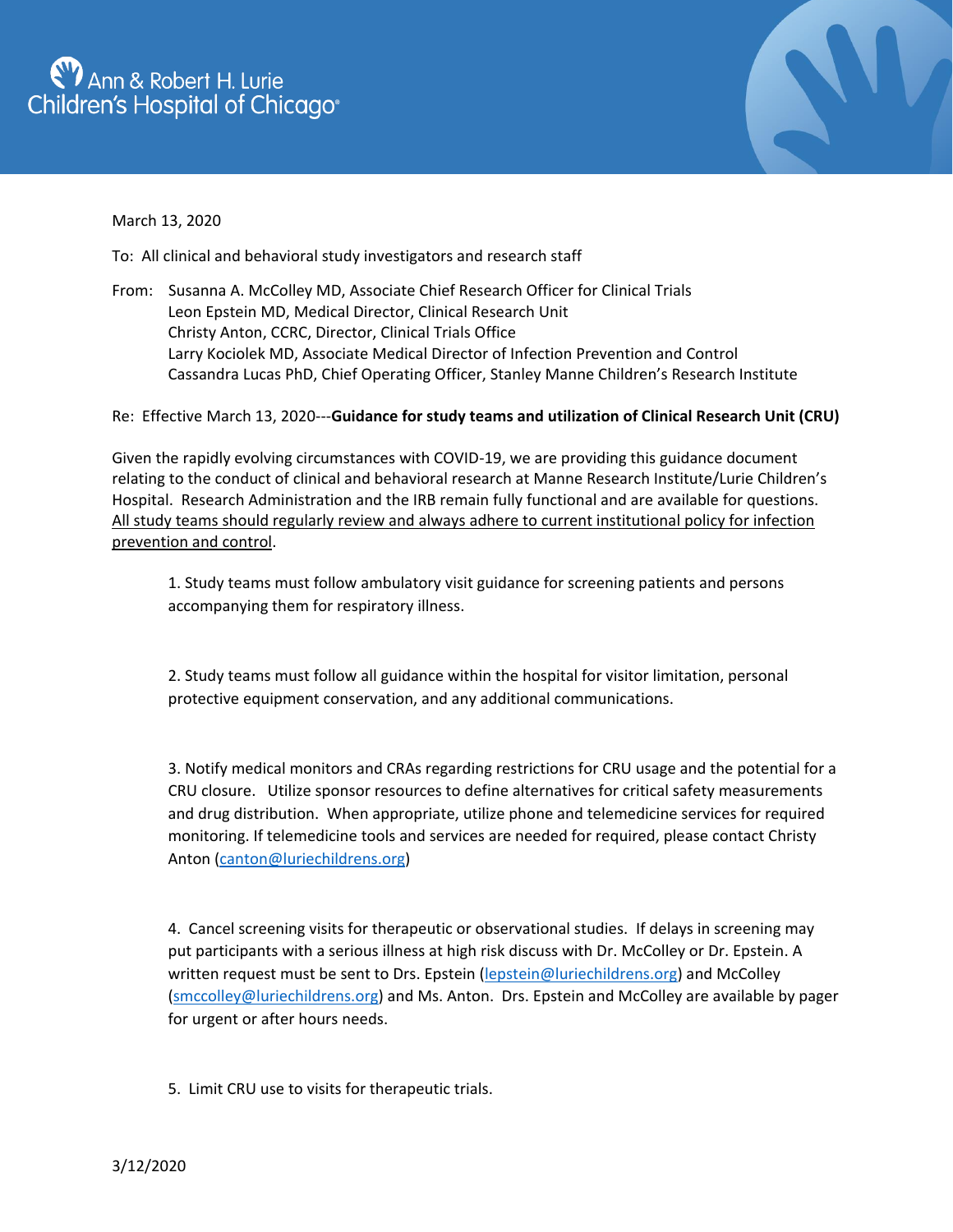Ann & Robert H. Lurie Children's Hospital of Chicago

March 13, 2020

To: All clinical and behavioral study investigators and research staff

From: Susanna A. McColley MD, Associate Chief Research Officer for Clinical Trials
Leon Epstein MD, Medical Director, Clinical Research Unit
Christy Anton, CCRC, Director, Clinical Trials Office
Larry Kociolek MD, Associate Medical Director of Infection Prevention and Control
Cassandra Lucas PhD, Chief Operating Officer, Stanley Manne Children's Research Institute

Re: Effective March 13, 2020---**Guidance for study teams and utilization of Clinical Research Unit (CRU)**

Given the rapidly evolving circumstances with COVID-19, we are providing this guidance document relating to the conduct of clinical and behavioral research at Manne Research Institute/Lurie Children's Hospital. Research Administration and the IRB remain fully functional and are available for questions. <u>All study teams should regularly review and always adhere to current institutional policy for infection prevention and control</u>.

1. Study teams must follow ambulatory visit guidance for screening patients and persons accompanying them for respiratory illness.

2. Study teams must follow all guidance within the hospital for visitor limitation, personal protective equipment conservation, and any additional communications.

3. Notify medical monitors and CRAs regarding restrictions for CRU usage and the potential for a CRU closure. Utilize sponsor resources to define alternatives for critical safety measurements and drug distribution. When appropriate, utilize phone and telemedicine services for required monitoring. If telemedicine tools and services are needed for required, please contact Christy Anton (canton@luriechildrens.org)

4. Cancel screening visits for therapeutic or observational studies. If delays in screening may put participants with a serious illness at high risk discuss with Dr. McColley or Dr. Epstein. A written request must be sent to Drs. Epstein (lepstein@luriechildrens.org) and McColley (smccolley@luriechildrens.org) and Ms. Anton. Drs. Epstein and McColley are available by pager for urgent or after hours needs.

5. Limit CRU use to visits for therapeutic trials.

3/12/2020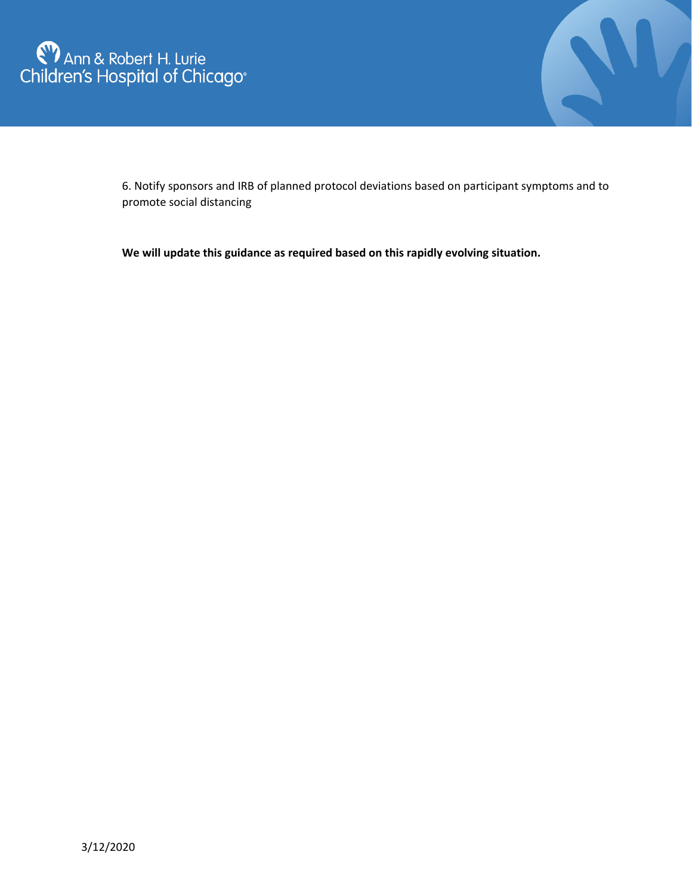6. Notify sponsors and IRB of planned protocol deviations based on participant symptoms and to promote social distancing

**We will update this guidance as required based on this rapidly evolving situation.**

3/12/2020